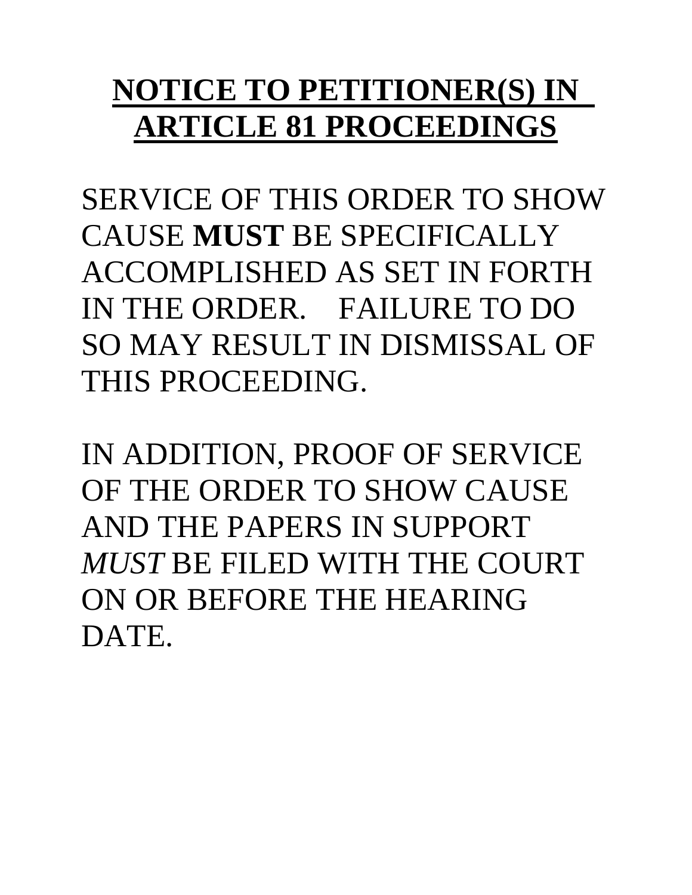# NOTICE TO PETITIONER(S) IN ARTICLE 81 PROCEEDINGS

SERVICE OF THIS ORDER TO SHOW CAUSE **MUST** BE SPECIFICALLY ACCOMPLISHED AS SET IN FORTH IN THE ORDER. FAILURE TO DO SO MAY RESULT IN DISMISSAL OF THIS PROCEEDING.

IN ADDITION, PROOF OF SERVICE OF THE ORDER TO SHOW CAUSE AND THE PAPERS IN SUPPORT *MUST* BE FILED WITH THE COURT ON OR BEFORE THE HEARING DATE.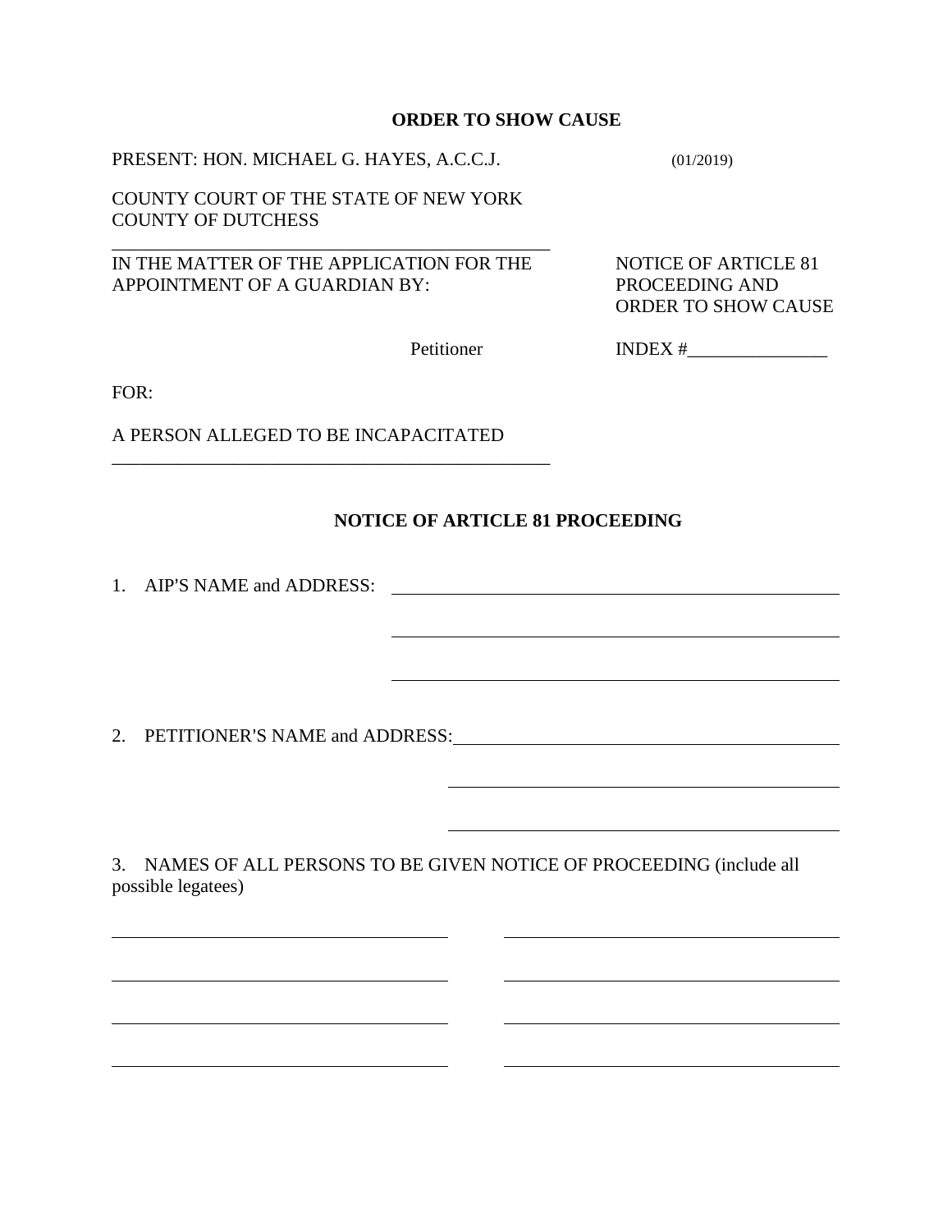**ORDER TO SHOW CAUSE**

PRESENT: HON. MICHAEL G. HAYES, A.C.C.J. (01/2019)

COUNTY COURT OF THE STATE OF NEW YORK
COUNTY OF DUTCHESS

\_\_\_\_\_\_\_\_\_\_\_\_\_\_\_\_\_\_\_\_\_\_\_\_\_\_\_\_\_\_\_\_\_\_\_\_\_\_\_\_\_\_\_\_\_\_\_\_

IN THE MATTER OF THE APPLICATION FOR THE APPOINTMENT OF A GUARDIAN BY:

Petitioner

NOTICE OF ARTICLE 81 PROCEEDING AND ORDER TO SHOW CAUSE

INDEX #\_\_\_\_\_\_\_\_\_\_\_\_\_\_\_

FOR:

A PERSON ALLEGED TO BE INCAPACITATED

\_\_\_\_\_\_\_\_\_\_\_\_\_\_\_\_\_\_\_\_\_\_\_\_\_\_\_\_\_\_\_\_\_\_\_\_\_\_\_\_\_\_\_\_\_\_\_\_

## NOTICE OF ARTICLE 81 PROCEEDING

1. AIP'S NAME and ADDRESS: \_\_\_\_\_\_\_\_\_\_\_\_\_\_\_\_\_\_\_\_\_\_\_\_\_\_\_\_\_\_\_\_\_\_\_\_\_\_\_\_\_\_\_\_\_\_\_\_

\_\_\_\_\_\_\_\_\_\_\_\_\_\_\_\_\_\_\_\_\_\_\_\_\_\_\_\_\_\_\_\_\_\_\_\_\_\_\_\_\_\_\_\_\_\_\_\_

\_\_\_\_\_\_\_\_\_\_\_\_\_\_\_\_\_\_\_\_\_\_\_\_\_\_\_\_\_\_\_\_\_\_\_\_\_\_\_\_\_\_\_\_\_\_\_\_

2. PETITIONER'S NAME and ADDRESS: \_\_\_\_\_\_\_\_\_\_\_\_\_\_\_\_\_\_\_\_\_\_\_\_\_\_\_\_\_\_\_\_\_\_\_\_\_\_\_\_\_\_\_\_

\_\_\_\_\_\_\_\_\_\_\_\_\_\_\_\_\_\_\_\_\_\_\_\_\_\_\_\_\_\_\_\_\_\_\_\_\_\_\_\_\_\_\_\_

\_\_\_\_\_\_\_\_\_\_\_\_\_\_\_\_\_\_\_\_\_\_\_\_\_\_\_\_\_\_\_\_\_\_\_\_\_\_\_\_\_\_\_\_

3. NAMES OF ALL PERSONS TO BE GIVEN NOTICE OF PROCEEDING (include all possible legatees)

\_\_\_\_\_\_\_\_\_\_\_\_\_\_\_\_\_\_\_\_\_\_\_\_\_\_\_\_\_\_\_\_\_\_\_\_\_\_ \_\_\_\_\_\_\_\_\_\_\_\_\_\_\_\_\_\_\_\_\_\_\_\_\_\_\_\_\_\_\_\_\_\_\_\_\_\_

\_\_\_\_\_\_\_\_\_\_\_\_\_\_\_\_\_\_\_\_\_\_\_\_\_\_\_\_\_\_\_\_\_\_\_\_\_\_ \_\_\_\_\_\_\_\_\_\_\_\_\_\_\_\_\_\_\_\_\_\_\_\_\_\_\_\_\_\_\_\_\_\_\_\_\_\_

\_\_\_\_\_\_\_\_\_\_\_\_\_\_\_\_\_\_\_\_\_\_\_\_\_\_\_\_\_\_\_\_\_\_\_\_\_\_ \_\_\_\_\_\_\_\_\_\_\_\_\_\_\_\_\_\_\_\_\_\_\_\_\_\_\_\_\_\_\_\_\_\_\_\_\_\_

\_\_\_\_\_\_\_\_\_\_\_\_\_\_\_\_\_\_\_\_\_\_\_\_\_\_\_\_\_\_\_\_\_\_\_\_\_\_ \_\_\_\_\_\_\_\_\_\_\_\_\_\_\_\_\_\_\_\_\_\_\_\_\_\_\_\_\_\_\_\_\_\_\_\_\_\_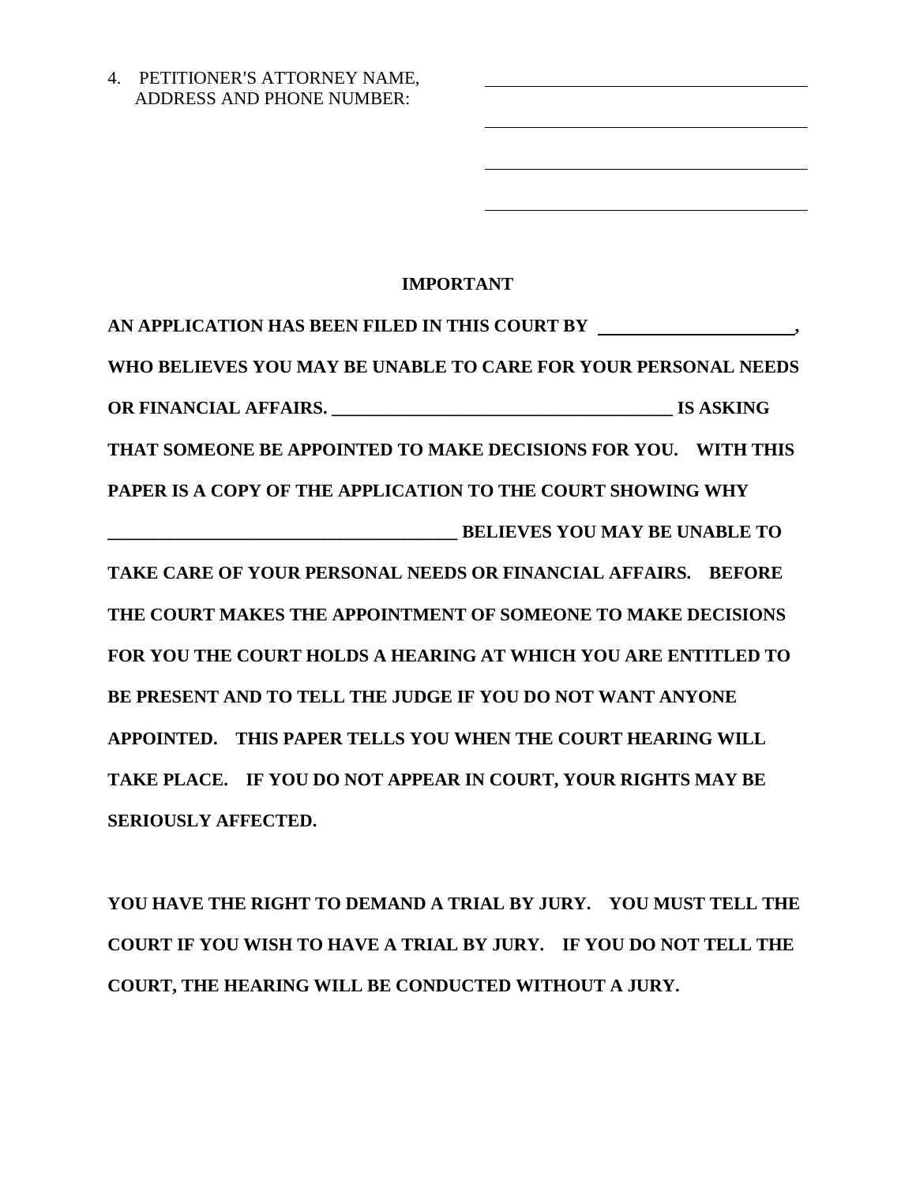4. PETITIONER'S ATTORNEY NAME, ADDRESS AND PHONE NUMBER: ______________________________________

______________________________________

______________________________________

______________________________________

**IMPORTANT**

**AN APPLICATION HAS BEEN FILED IN THIS COURT BY ______________________, WHO BELIEVES YOU MAY BE UNABLE TO CARE FOR YOUR PERSONAL NEEDS OR FINANCIAL AFFAIRS. ______________________________________ IS ASKING THAT SOMEONE BE APPOINTED TO MAKE DECISIONS FOR YOU. WITH THIS PAPER IS A COPY OF THE APPLICATION TO THE COURT SHOWING WHY ______________________________________ BELIEVES YOU MAY BE UNABLE TO TAKE CARE OF YOUR PERSONAL NEEDS OR FINANCIAL AFFAIRS. BEFORE THE COURT MAKES THE APPOINTMENT OF SOMEONE TO MAKE DECISIONS FOR YOU THE COURT HOLDS A HEARING AT WHICH YOU ARE ENTITLED TO BE PRESENT AND TO TELL THE JUDGE IF YOU DO NOT WANT ANYONE APPOINTED. THIS PAPER TELLS YOU WHEN THE COURT HEARING WILL TAKE PLACE. IF YOU DO NOT APPEAR IN COURT, YOUR RIGHTS MAY BE SERIOUSLY AFFECTED.**

**YOU HAVE THE RIGHT TO DEMAND A TRIAL BY JURY. YOU MUST TELL THE COURT IF YOU WISH TO HAVE A TRIAL BY JURY. IF YOU DO NOT TELL THE COURT, THE HEARING WILL BE CONDUCTED WITHOUT A JURY.**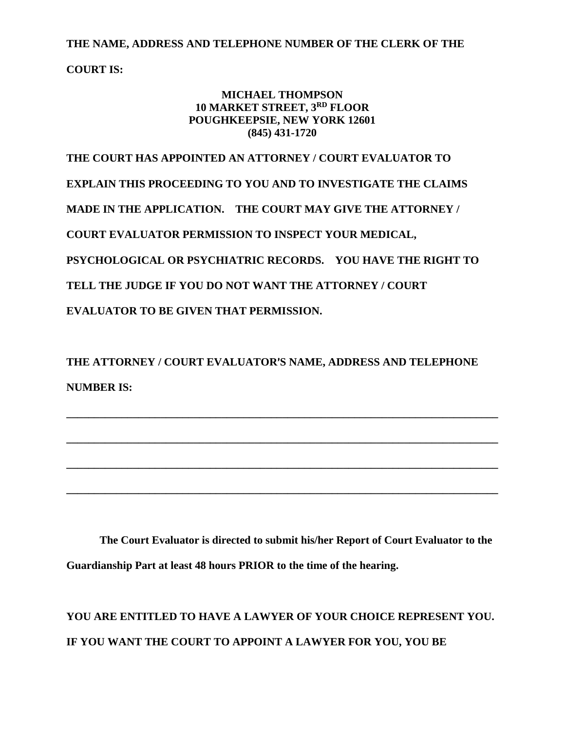**THE NAME, ADDRESS AND TELEPHONE NUMBER OF THE CLERK OF THE COURT IS:**

**MICHAEL THOMPSON**
**10 MARKET STREET, 3RD FLOOR**
**POUGHKEEPSIE, NEW YORK 12601**
**(845) 431-1720**

**THE COURT HAS APPOINTED AN ATTORNEY / COURT EVALUATOR TO EXPLAIN THIS PROCEEDING TO YOU AND TO INVESTIGATE THE CLAIMS MADE IN THE APPLICATION. THE COURT MAY GIVE THE ATTORNEY / COURT EVALUATOR PERMISSION TO INSPECT YOUR MEDICAL, PSYCHOLOGICAL OR PSYCHIATRIC RECORDS. YOU HAVE THE RIGHT TO TELL THE JUDGE IF YOU DO NOT WANT THE ATTORNEY / COURT EVALUATOR TO BE GIVEN THAT PERMISSION.**

**THE ATTORNEY / COURT EVALUATOR'S NAME, ADDRESS AND TELEPHONE NUMBER IS:**

\_\_\_\_\_\_\_\_\_\_\_\_\_\_\_\_\_\_\_\_\_\_\_\_\_\_\_\_\_\_\_\_\_\_\_\_\_\_\_\_\_\_\_\_\_\_\_\_\_\_\_\_\_\_\_\_\_\_\_\_\_\_\_\_\_\_\_\_\_\_\_\_

\_\_\_\_\_\_\_\_\_\_\_\_\_\_\_\_\_\_\_\_\_\_\_\_\_\_\_\_\_\_\_\_\_\_\_\_\_\_\_\_\_\_\_\_\_\_\_\_\_\_\_\_\_\_\_\_\_\_\_\_\_\_\_\_\_\_\_\_\_\_\_\_

\_\_\_\_\_\_\_\_\_\_\_\_\_\_\_\_\_\_\_\_\_\_\_\_\_\_\_\_\_\_\_\_\_\_\_\_\_\_\_\_\_\_\_\_\_\_\_\_\_\_\_\_\_\_\_\_\_\_\_\_\_\_\_\_\_\_\_\_\_\_\_\_

\_\_\_\_\_\_\_\_\_\_\_\_\_\_\_\_\_\_\_\_\_\_\_\_\_\_\_\_\_\_\_\_\_\_\_\_\_\_\_\_\_\_\_\_\_\_\_\_\_\_\_\_\_\_\_\_\_\_\_\_\_\_\_\_\_\_\_\_\_\_\_\_

**The Court Evaluator is directed to submit his/her Report of Court Evaluator to the Guardianship Part at least 48 hours PRIOR to the time of the hearing.**

**YOU ARE ENTITLED TO HAVE A LAWYER OF YOUR CHOICE REPRESENT YOU. IF YOU WANT THE COURT TO APPOINT A LAWYER FOR YOU, YOU BE**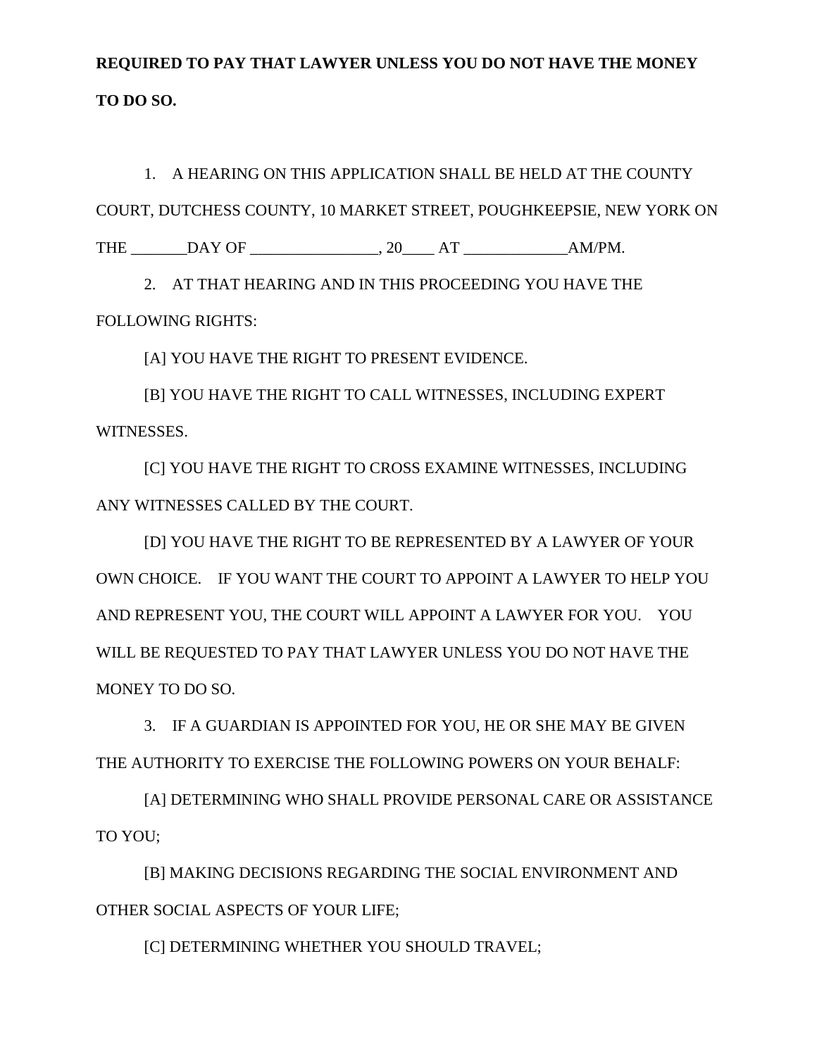**REQUIRED TO PAY THAT LAWYER UNLESS YOU DO NOT HAVE THE MONEY TO DO SO.**

1. A HEARING ON THIS APPLICATION SHALL BE HELD AT THE COUNTY COURT, DUTCHESS COUNTY, 10 MARKET STREET, POUGHKEEPSIE, NEW YORK ON THE _______DAY OF ________________, 20____ AT _____________AM/PM.

2. AT THAT HEARING AND IN THIS PROCEEDING YOU HAVE THE FOLLOWING RIGHTS:

[A] YOU HAVE THE RIGHT TO PRESENT EVIDENCE.

[B] YOU HAVE THE RIGHT TO CALL WITNESSES, INCLUDING EXPERT WITNESSES.

[C] YOU HAVE THE RIGHT TO CROSS EXAMINE WITNESSES, INCLUDING ANY WITNESSES CALLED BY THE COURT.

[D] YOU HAVE THE RIGHT TO BE REPRESENTED BY A LAWYER OF YOUR OWN CHOICE. IF YOU WANT THE COURT TO APPOINT A LAWYER TO HELP YOU AND REPRESENT YOU, THE COURT WILL APPOINT A LAWYER FOR YOU. YOU WILL BE REQUESTED TO PAY THAT LAWYER UNLESS YOU DO NOT HAVE THE MONEY TO DO SO.

3. IF A GUARDIAN IS APPOINTED FOR YOU, HE OR SHE MAY BE GIVEN THE AUTHORITY TO EXERCISE THE FOLLOWING POWERS ON YOUR BEHALF:

[A] DETERMINING WHO SHALL PROVIDE PERSONAL CARE OR ASSISTANCE TO YOU;

[B] MAKING DECISIONS REGARDING THE SOCIAL ENVIRONMENT AND OTHER SOCIAL ASPECTS OF YOUR LIFE;

[C] DETERMINING WHETHER YOU SHOULD TRAVEL;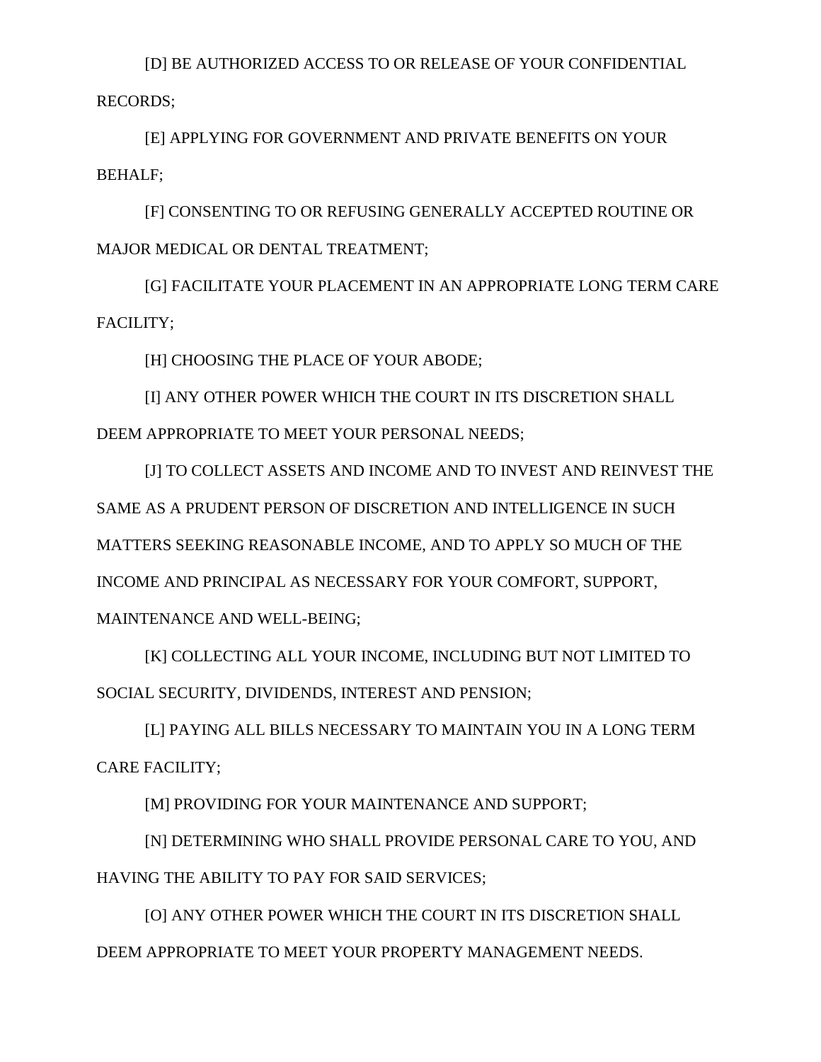[D] BE AUTHORIZED ACCESS TO OR RELEASE OF YOUR CONFIDENTIAL RECORDS;

[E] APPLYING FOR GOVERNMENT AND PRIVATE BENEFITS ON YOUR BEHALF;

[F] CONSENTING TO OR REFUSING GENERALLY ACCEPTED ROUTINE OR MAJOR MEDICAL OR DENTAL TREATMENT;

[G] FACILITATE YOUR PLACEMENT IN AN APPROPRIATE LONG TERM CARE FACILITY;

[H] CHOOSING THE PLACE OF YOUR ABODE;

[I] ANY OTHER POWER WHICH THE COURT IN ITS DISCRETION SHALL DEEM APPROPRIATE TO MEET YOUR PERSONAL NEEDS;

[J] TO COLLECT ASSETS AND INCOME AND TO INVEST AND REINVEST THE SAME AS A PRUDENT PERSON OF DISCRETION AND INTELLIGENCE IN SUCH MATTERS SEEKING REASONABLE INCOME, AND TO APPLY SO MUCH OF THE INCOME AND PRINCIPAL AS NECESSARY FOR YOUR COMFORT, SUPPORT, MAINTENANCE AND WELL-BEING;

[K] COLLECTING ALL YOUR INCOME, INCLUDING BUT NOT LIMITED TO SOCIAL SECURITY, DIVIDENDS, INTEREST AND PENSION;

[L] PAYING ALL BILLS NECESSARY TO MAINTAIN YOU IN A LONG TERM CARE FACILITY;

[M] PROVIDING FOR YOUR MAINTENANCE AND SUPPORT;

[N] DETERMINING WHO SHALL PROVIDE PERSONAL CARE TO YOU, AND HAVING THE ABILITY TO PAY FOR SAID SERVICES;

[O] ANY OTHER POWER WHICH THE COURT IN ITS DISCRETION SHALL DEEM APPROPRIATE TO MEET YOUR PROPERTY MANAGEMENT NEEDS.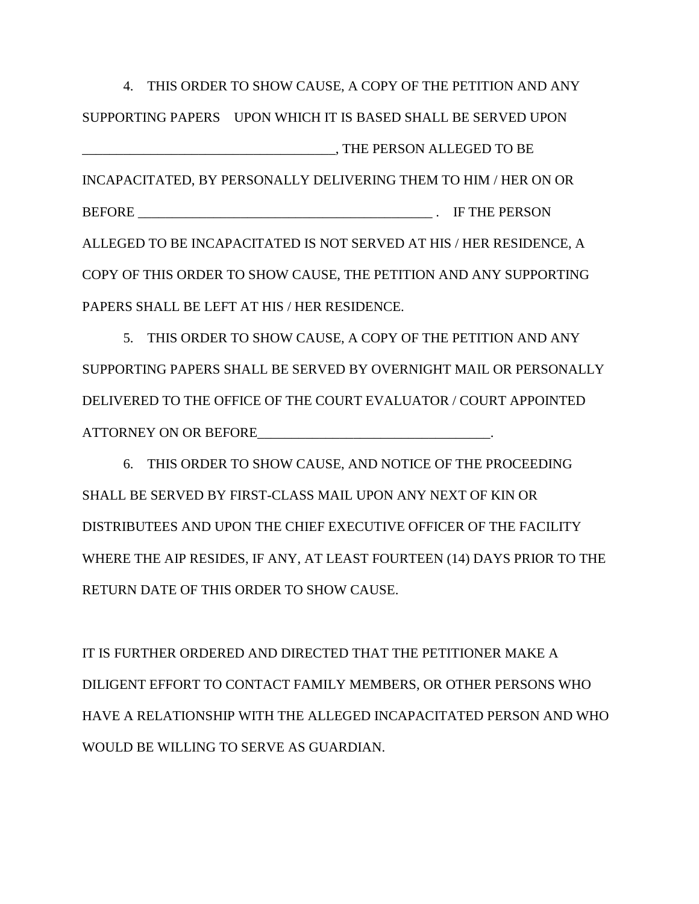4. THIS ORDER TO SHOW CAUSE, A COPY OF THE PETITION AND ANY SUPPORTING PAPERS UPON WHICH IT IS BASED SHALL BE SERVED UPON ____________________________________, THE PERSON ALLEGED TO BE INCAPACITATED, BY PERSONALLY DELIVERING THEM TO HIM / HER ON OR BEFORE ___________________________________________ . IF THE PERSON ALLEGED TO BE INCAPACITATED IS NOT SERVED AT HIS / HER RESIDENCE, A COPY OF THIS ORDER TO SHOW CAUSE, THE PETITION AND ANY SUPPORTING PAPERS SHALL BE LEFT AT HIS / HER RESIDENCE.

5. THIS ORDER TO SHOW CAUSE, A COPY OF THE PETITION AND ANY SUPPORTING PAPERS SHALL BE SERVED BY OVERNIGHT MAIL OR PERSONALLY DELIVERED TO THE OFFICE OF THE COURT EVALUATOR / COURT APPOINTED ATTORNEY ON OR BEFORE__________________________________.

6. THIS ORDER TO SHOW CAUSE, AND NOTICE OF THE PROCEEDING SHALL BE SERVED BY FIRST-CLASS MAIL UPON ANY NEXT OF KIN OR DISTRIBUTEES AND UPON THE CHIEF EXECUTIVE OFFICER OF THE FACILITY WHERE THE AIP RESIDES, IF ANY, AT LEAST FOURTEEN (14) DAYS PRIOR TO THE RETURN DATE OF THIS ORDER TO SHOW CAUSE.

IT IS FURTHER ORDERED AND DIRECTED THAT THE PETITIONER MAKE A DILIGENT EFFORT TO CONTACT FAMILY MEMBERS, OR OTHER PERSONS WHO HAVE A RELATIONSHIP WITH THE ALLEGED INCAPACITATED PERSON AND WHO WOULD BE WILLING TO SERVE AS GUARDIAN.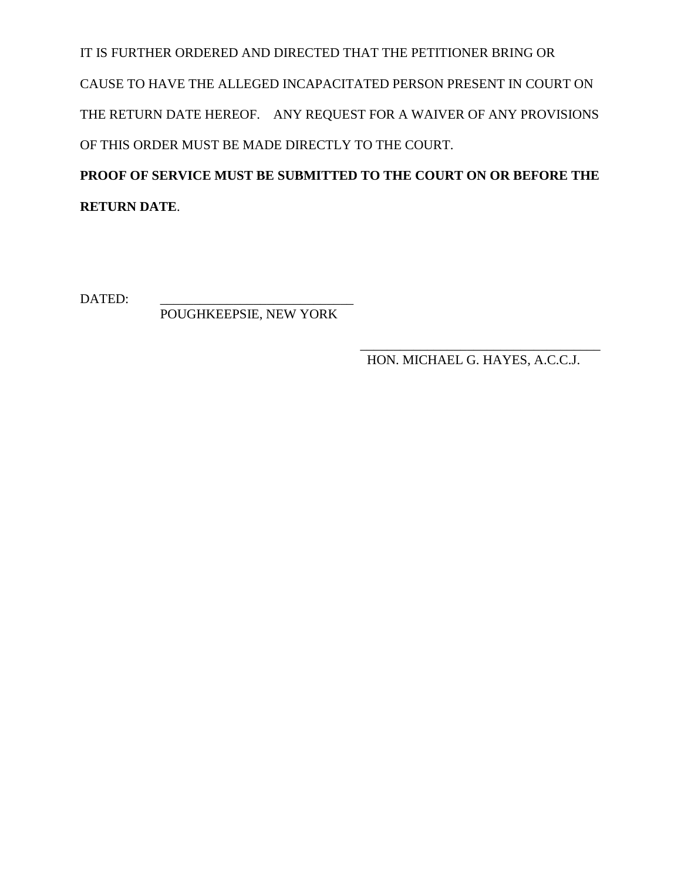IT IS FURTHER ORDERED AND DIRECTED THAT THE PETITIONER BRING OR CAUSE TO HAVE THE ALLEGED INCAPACITATED PERSON PRESENT IN COURT ON THE RETURN DATE HEREOF. ANY REQUEST FOR A WAIVER OF ANY PROVISIONS OF THIS ORDER MUST BE MADE DIRECTLY TO THE COURT.

**PROOF OF SERVICE MUST BE SUBMITTED TO THE COURT ON OR BEFORE THE RETURN DATE**.

DATED: ____________________________
POUGHKEEPSIE, NEW YORK

____________________________________
HON. MICHAEL G. HAYES, A.C.C.J.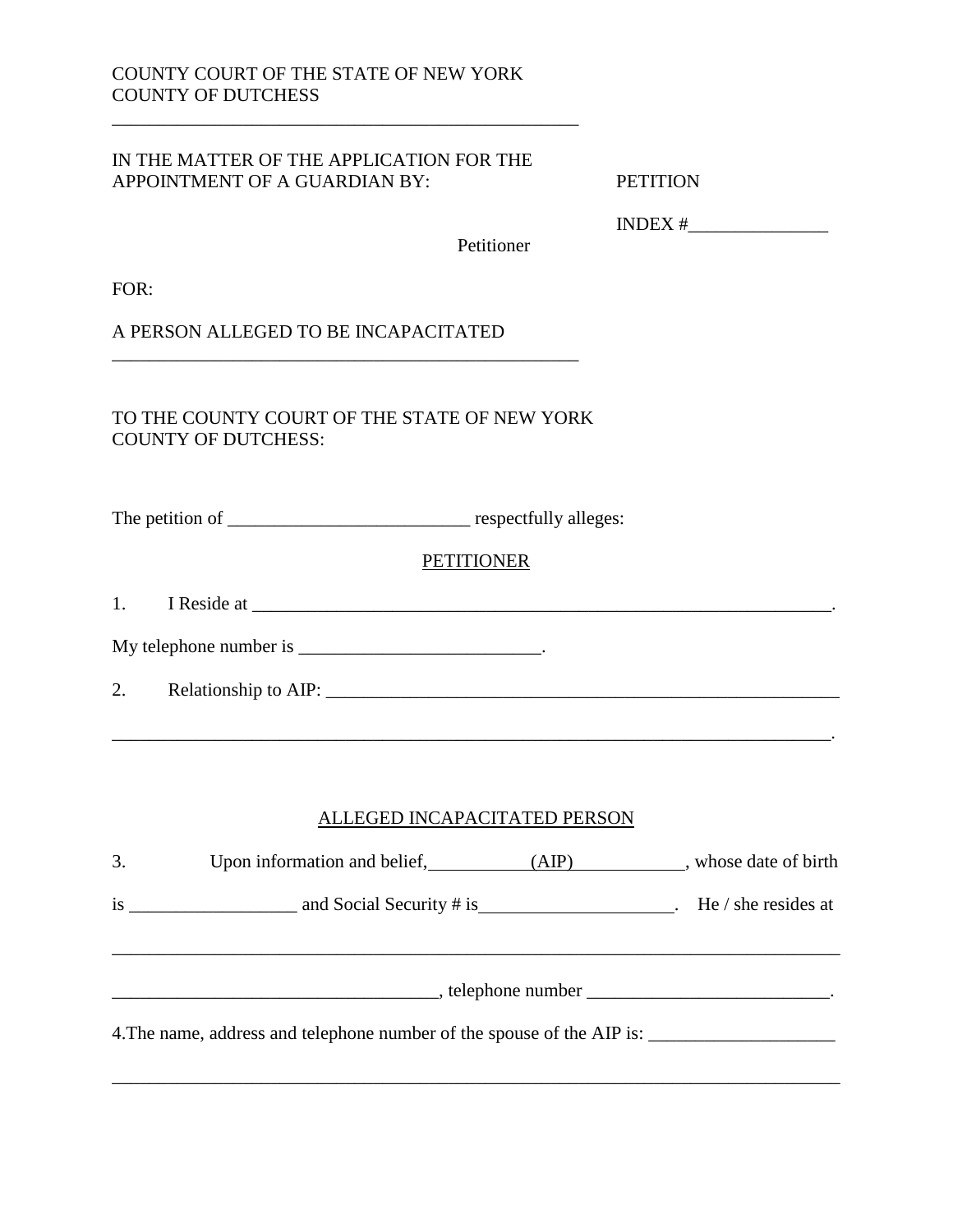COUNTY COURT OF THE STATE OF NEW YORK
COUNTY OF DUTCHESS

---

IN THE MATTER OF THE APPLICATION FOR THE APPOINTMENT OF A GUARDIAN BY:

PETITION

INDEX #_______________

Petitioner

FOR:

A PERSON ALLEGED TO BE INCAPACITATED

---

TO THE COUNTY COURT OF THE STATE OF NEW YORK
COUNTY OF DUTCHESS:

The petition of __________________________ respectfully alleges:

PETITIONER

1. I Reside at ___________________________________________________________________.

My telephone number is __________________________.

2. Relationship to AIP: _________________________________________________________

_____________________________________________________________________________.

ALLEGED INCAPACITATED PERSON

3. Upon information and belief, ___________(AIP)____________, whose date of birth is __________________ and Social Security # is_____________________. He / she resides at

_____________________________________________________________________________

___________________________________, telephone number __________________________.

4.The name, address and telephone number of the spouse of the AIP is: ____________________

_____________________________________________________________________________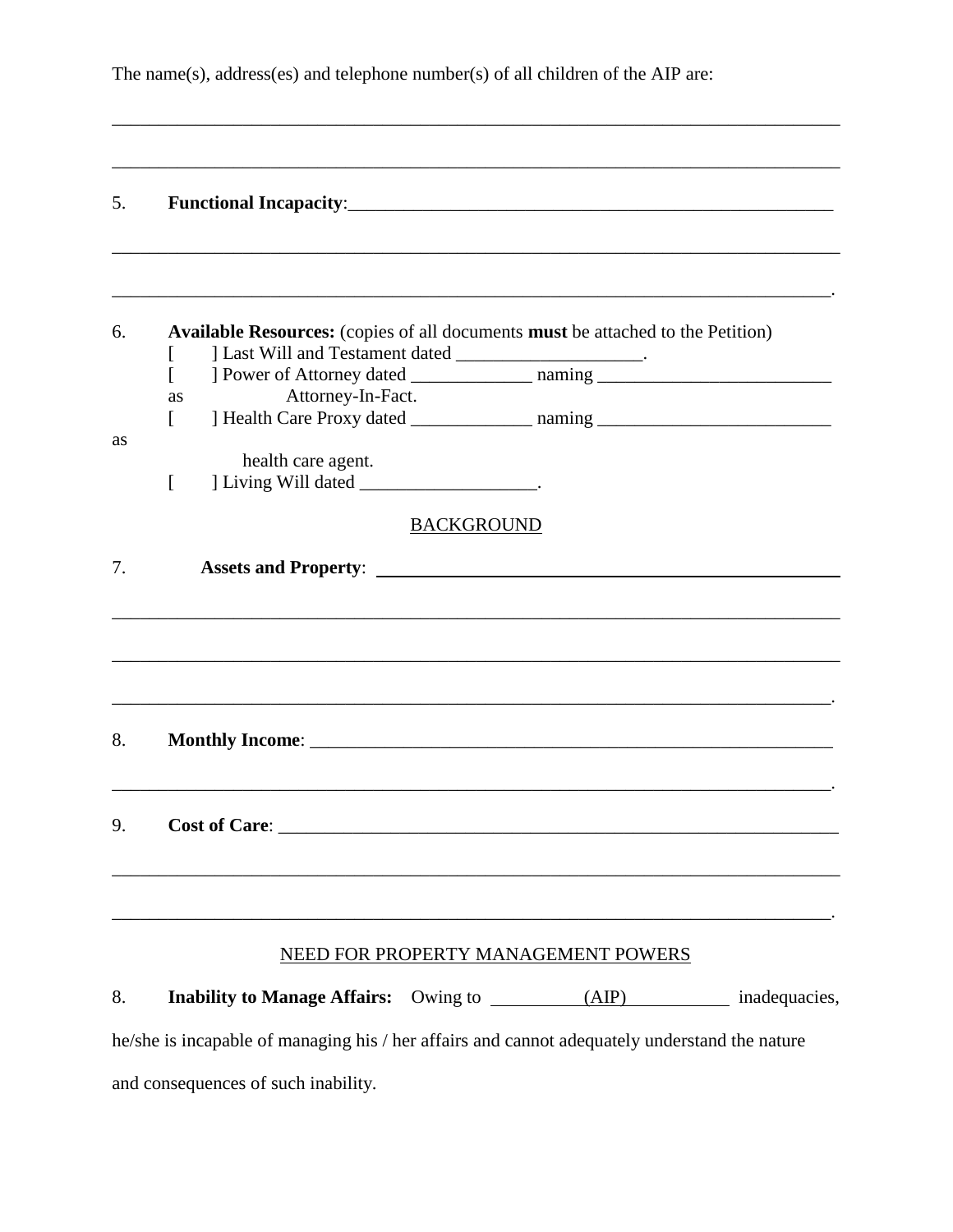The name(s), address(es) and telephone number(s) of all children of the AIP are:

_______________________________________________________________________________

_______________________________________________________________________________

5. **Functional Incapacity**:_____________________________________________________

_______________________________________________________________________________

______________________________________________________________________________.

6. **Available Resources:** (copies of all documents **must** be attached to the Petition)
   [ ] Last Will and Testament dated ____________________.
   [ ] Power of Attorney dated _____________ naming _________________________ as Attorney-In-Fact.
   [ ] Health Care Proxy dated _____________ naming _________________________ as health care agent.
   [ ] Living Will dated ___________________.

## BACKGROUND

7. **Assets and Property**: _____________________________________________________

_______________________________________________________________________________

_______________________________________________________________________________

______________________________________________________________________________.

8. **Monthly Income**: ___________________________________________________________

______________________________________________________________________________.

9. **Cost of Care**: ______________________________________________________________

_______________________________________________________________________________

______________________________________________________________________________.

## NEED FOR PROPERTY MANAGEMENT POWERS

8. **Inability to Manage Affairs:** Owing to _________(AIP)_________ inadequacies, he/she is incapable of managing his / her affairs and cannot adequately understand the nature and consequences of such inability.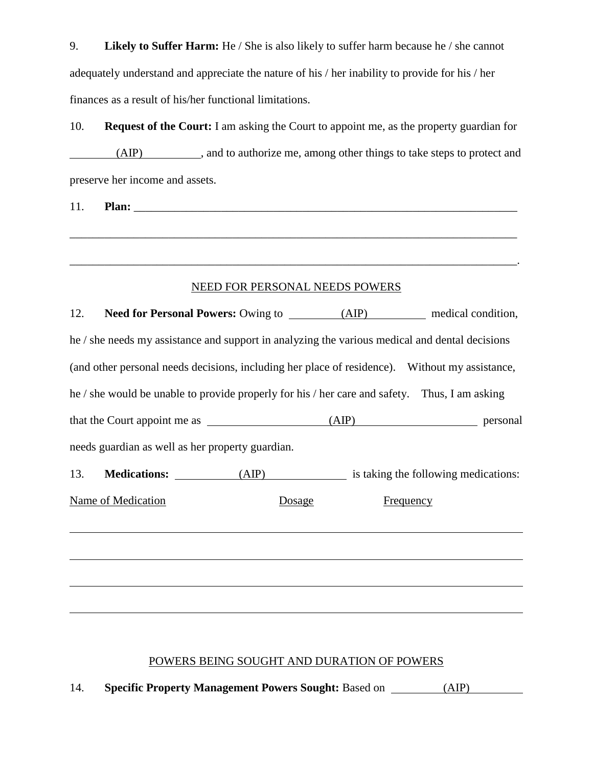9. **Likely to Suffer Harm:** He / She is also likely to suffer harm because he / she cannot adequately understand and appreciate the nature of his / her inability to provide for his / her finances as a result of his/her functional limitations.

10. **Request of the Court:** I am asking the Court to appoint me, as the property guardian for \_\_\_\_\_\_\_\_(AIP)\_\_\_\_\_\_\_\_\_\_, and to authorize me, among other things to take steps to protect and preserve her income and assets.

11. **Plan:** \_\_\_\_\_\_\_\_\_\_\_\_\_\_\_\_\_\_\_\_\_\_\_\_\_\_\_\_\_\_\_\_\_\_\_\_\_\_\_\_\_\_\_\_\_\_\_\_\_\_\_\_\_\_\_\_\_\_\_\_\_\_\_\_\_\_\_\_

\_\_\_\_\_\_\_\_\_\_\_\_\_\_\_\_\_\_\_\_\_\_\_\_\_\_\_\_\_\_\_\_\_\_\_\_\_\_\_\_\_\_\_\_\_\_\_\_\_\_\_\_\_\_\_\_\_\_\_\_\_\_\_\_\_\_\_\_\_\_\_\_\_\_\_\_\_\_

\_\_\_\_\_\_\_\_\_\_\_\_\_\_\_\_\_\_\_\_\_\_\_\_\_\_\_\_\_\_\_\_\_\_\_\_\_\_\_\_\_\_\_\_\_\_\_\_\_\_\_\_\_\_\_\_\_\_\_\_\_\_\_\_\_\_\_\_\_\_\_\_\_\_\_\_\_\_.

## NEED FOR PERSONAL NEEDS POWERS

12. **Need for Personal Powers:** Owing to \_\_\_\_\_\_\_\_\_(AIP)\_\_\_\_\_\_\_\_\_\_ medical condition, he / she needs my assistance and support in analyzing the various medical and dental decisions (and other personal needs decisions, including her place of residence). Without my assistance, he / she would be unable to provide properly for his / her care and safety. Thus, I am asking that the Court appoint me as \_\_\_\_\_\_\_\_\_\_\_\_\_\_\_\_\_\_\_\_(AIP)\_\_\_\_\_\_\_\_\_\_\_\_\_\_\_\_\_\_\_\_\_ personal needs guardian as well as her property guardian.

13. **Medications:** \_\_\_\_\_\_\_\_\_\_\_(AIP)\_\_\_\_\_\_\_\_\_\_\_\_\_\_\_ is taking the following medications:

| Name of Medication | Dosage | Frequency |
|---|---|---|
| | | |
| | | |
| | | |
| | | |

## POWERS BEING SOUGHT AND DURATION OF POWERS

14. **Specific Property Management Powers Sought:** Based on \_\_\_\_\_\_\_\_\_(AIP)\_\_\_\_\_\_\_\_\_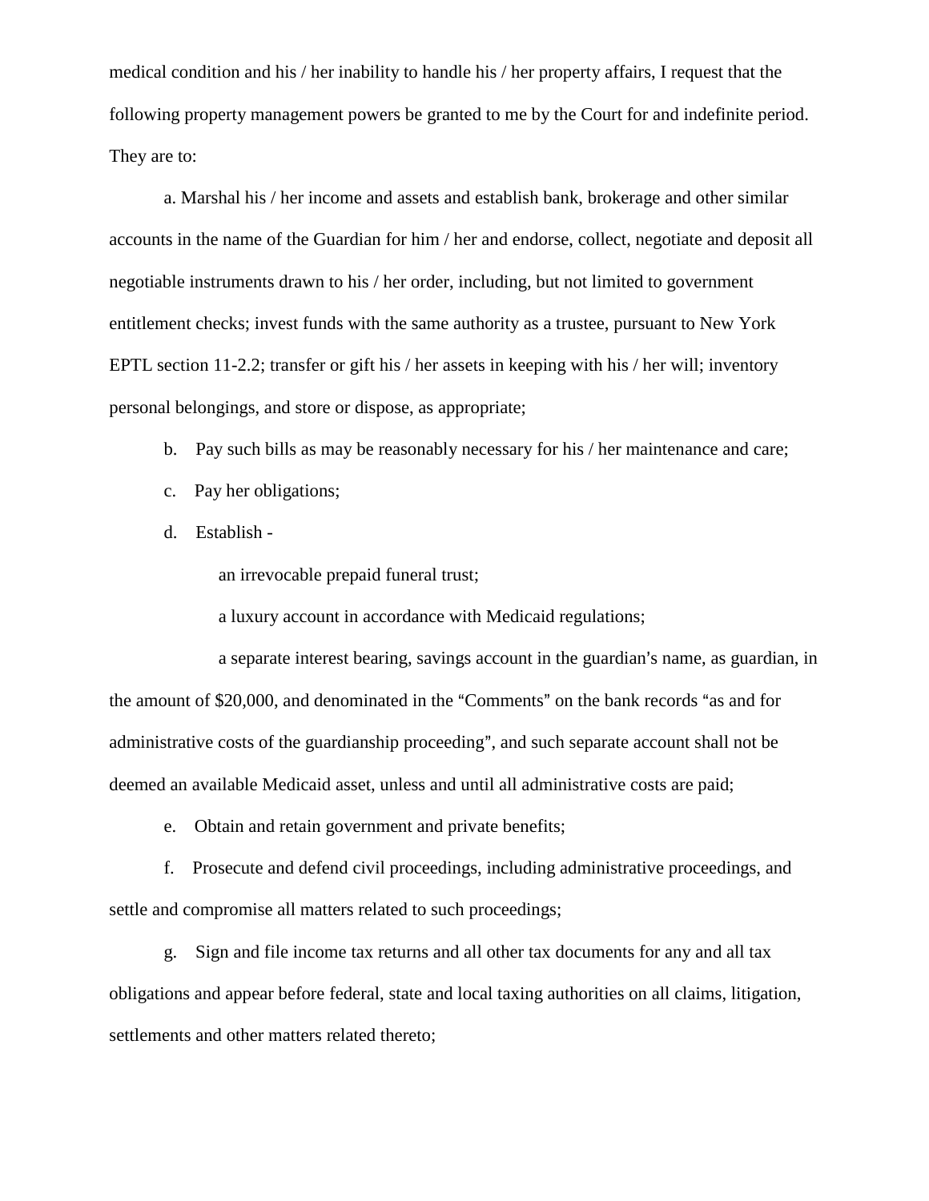medical condition and his / her inability to handle his / her property affairs, I request that the following property management powers be granted to me by the Court for and indefinite period. They are to:

a. Marshal his / her income and assets and establish bank, brokerage and other similar accounts in the name of the Guardian for him / her and endorse, collect, negotiate and deposit all negotiable instruments drawn to his / her order, including, but not limited to government entitlement checks; invest funds with the same authority as a trustee, pursuant to New York EPTL section 11-2.2; transfer or gift his / her assets in keeping with his / her will; inventory personal belongings, and store or dispose, as appropriate;

b. Pay such bills as may be reasonably necessary for his / her maintenance and care;

c. Pay her obligations;

d. Establish -

an irrevocable prepaid funeral trust;

a luxury account in accordance with Medicaid regulations;

a separate interest bearing, savings account in the guardian's name, as guardian, in the amount of $20,000, and denominated in the "Comments" on the bank records "as and for administrative costs of the guardianship proceeding", and such separate account shall not be deemed an available Medicaid asset, unless and until all administrative costs are paid;

e. Obtain and retain government and private benefits;

f. Prosecute and defend civil proceedings, including administrative proceedings, and settle and compromise all matters related to such proceedings;

g. Sign and file income tax returns and all other tax documents for any and all tax obligations and appear before federal, state and local taxing authorities on all claims, litigation, settlements and other matters related thereto;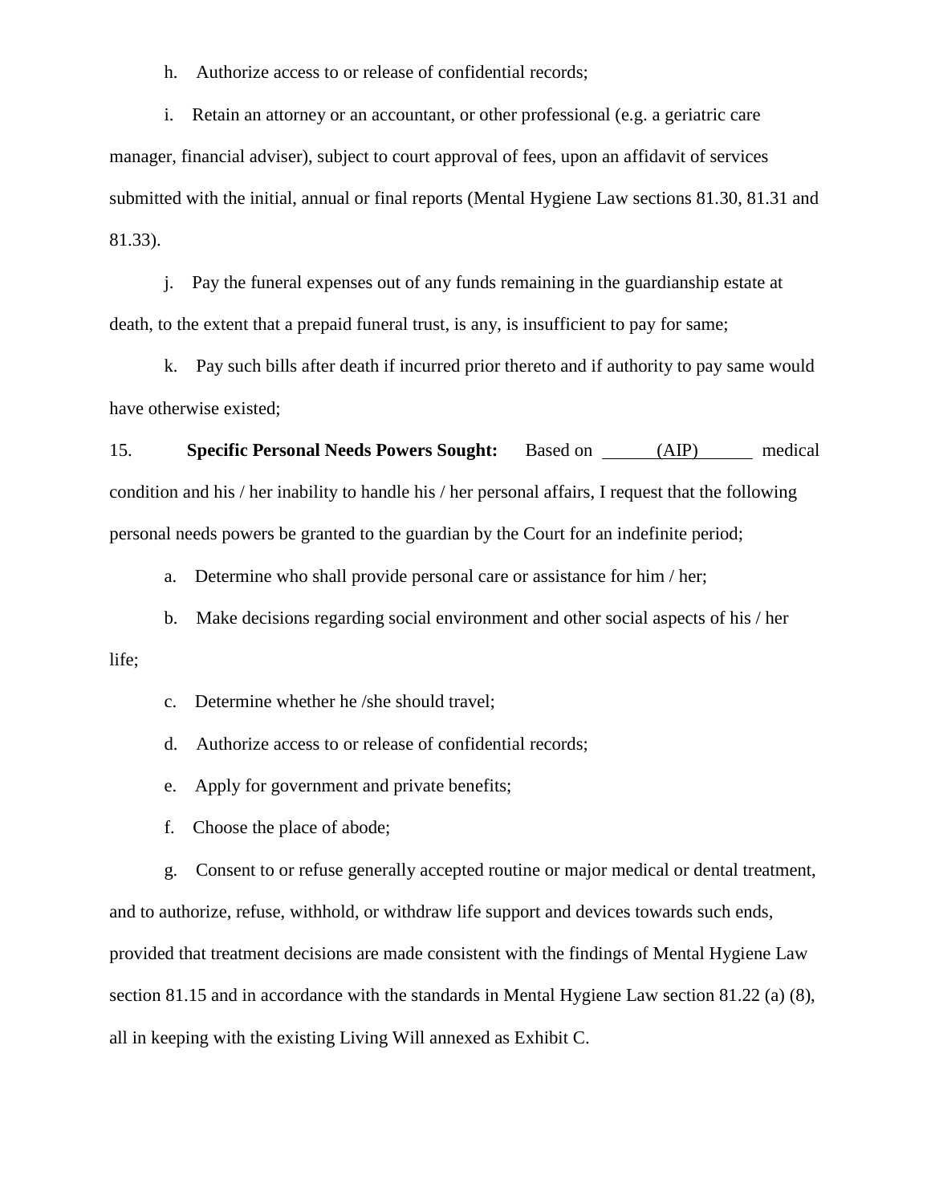h. Authorize access to or release of confidential records;

i. Retain an attorney or an accountant, or other professional (e.g. a geriatric care manager, financial adviser), subject to court approval of fees, upon an affidavit of services submitted with the initial, annual or final reports (Mental Hygiene Law sections 81.30, 81.31 and 81.33).

j. Pay the funeral expenses out of any funds remaining in the guardianship estate at death, to the extent that a prepaid funeral trust, is any, is insufficient to pay for same;

k. Pay such bills after death if incurred prior thereto and if authority to pay same would have otherwise existed;

15. **Specific Personal Needs Powers Sought:** Based on ______(AIP)______ medical condition and his / her inability to handle his / her personal affairs, I request that the following personal needs powers be granted to the guardian by the Court for an indefinite period;

a. Determine who shall provide personal care or assistance for him / her;

b. Make decisions regarding social environment and other social aspects of his / her life;

c. Determine whether he /she should travel;

d. Authorize access to or release of confidential records;

e. Apply for government and private benefits;

f. Choose the place of abode;

g. Consent to or refuse generally accepted routine or major medical or dental treatment, and to authorize, refuse, withhold, or withdraw life support and devices towards such ends, provided that treatment decisions are made consistent with the findings of Mental Hygiene Law section 81.15 and in accordance with the standards in Mental Hygiene Law section 81.22 (a) (8), all in keeping with the existing Living Will annexed as Exhibit C.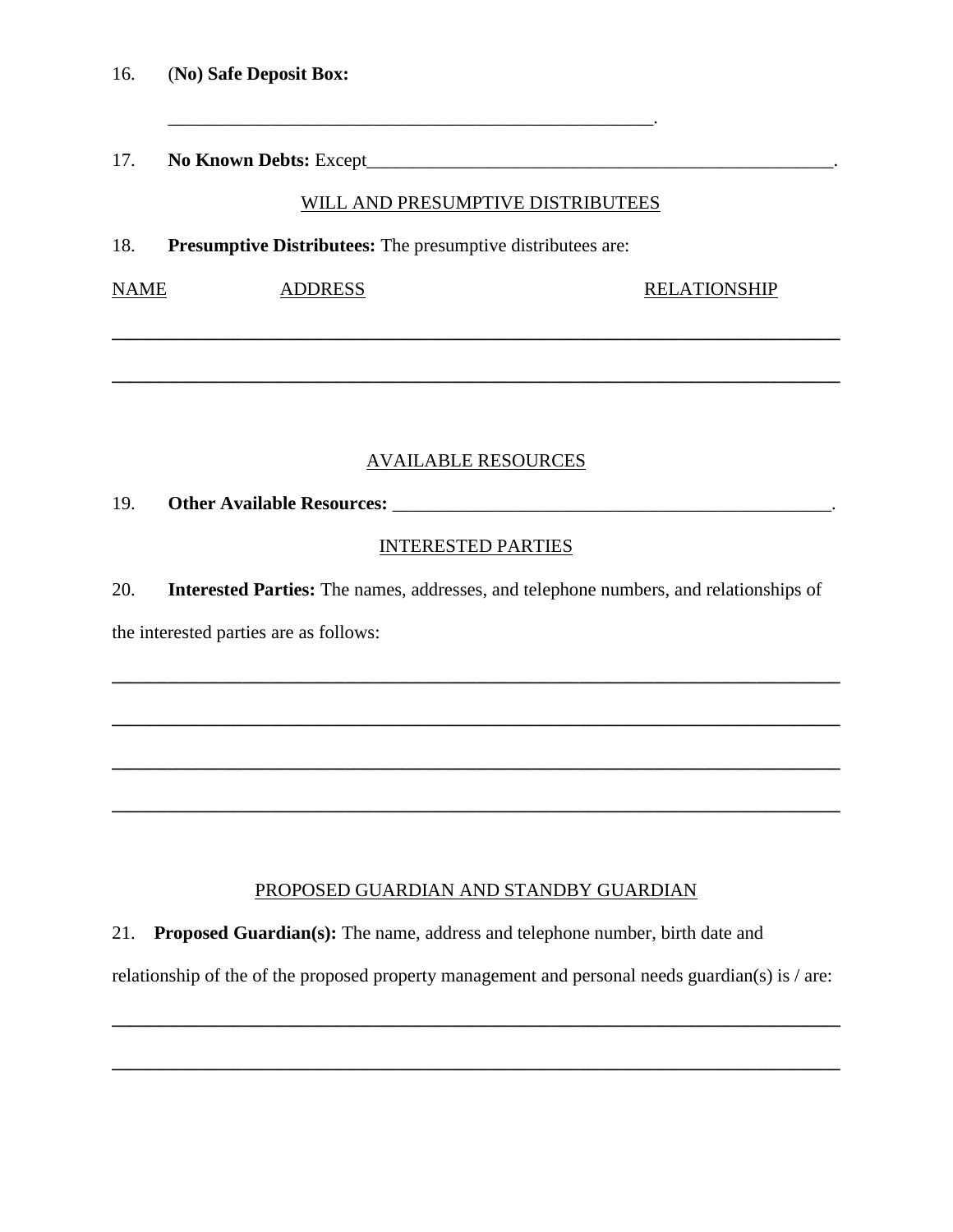16. (**No) Safe Deposit Box:**

_____________________________________________________.

17. **No Known Debts:** Except___________________________________________________.

WILL AND PRESUMPTIVE DISTRIBUTEES

18. **Presumptive Distributees:** The presumptive distributees are:

| NAME | ADDRESS | RELATIONSHIP |
| --- | --- | --- |
| | | |
| | | |

AVAILABLE RESOURCES

19. **Other Available Resources:** ________________________________________________.

INTERESTED PARTIES

20. **Interested Parties:** The names, addresses, and telephone numbers, and relationships of the interested parties are as follows:

_______________________________________________________________________________

_______________________________________________________________________________

_______________________________________________________________________________

_______________________________________________________________________________

PROPOSED GUARDIAN AND STANDBY GUARDIAN

21. **Proposed Guardian(s):** The name, address and telephone number, birth date and relationship of the of the proposed property management and personal needs guardian(s) is / are:

_______________________________________________________________________________

_______________________________________________________________________________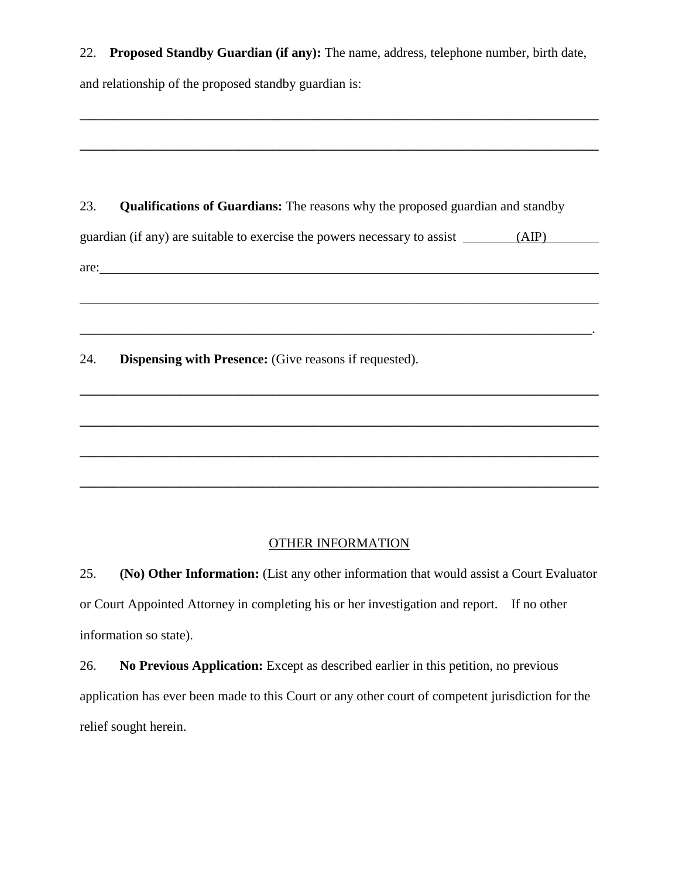22. **Proposed Standby Guardian (if any):** The name, address, telephone number, birth date, and relationship of the proposed standby guardian is:

______________________________________________________________________________

______________________________________________________________________________

23. **Qualifications of Guardians:** The reasons why the proposed guardian and standby guardian (if any) are suitable to exercise the powers necessary to assist ________(AIP)________ are:______________________________________________________________________

______________________________________________________________________________

_____________________________________________________________________________.

24. **Dispensing with Presence:** (Give reasons if requested).

______________________________________________________________________________

______________________________________________________________________________

______________________________________________________________________________

______________________________________________________________________________

<u>OTHER INFORMATION</u>

25. **(No) Other Information:** (List any other information that would assist a Court Evaluator or Court Appointed Attorney in completing his or her investigation and report. If no other information so state).

26. **No Previous Application:** Except as described earlier in this petition, no previous application has ever been made to this Court or any other court of competent jurisdiction for the relief sought herein.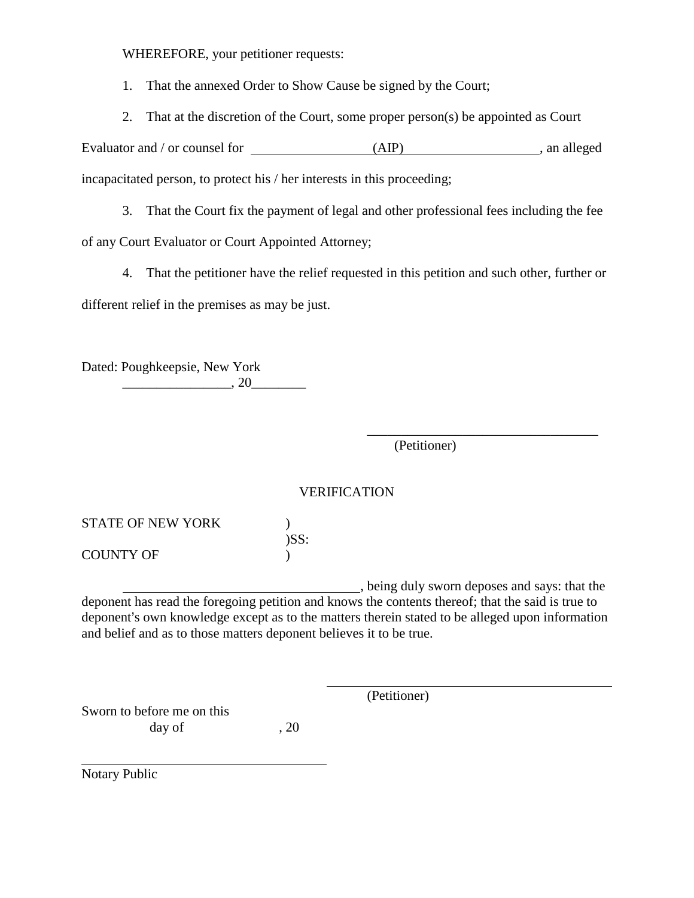WHEREFORE, your petitioner requests:

1. That the annexed Order to Show Cause be signed by the Court;

2. That at the discretion of the Court, some proper person(s) be appointed as Court Evaluator and / or counsel for ____________(AIP)____________, an alleged incapacitated person, to protect his / her interests in this proceeding;

3. That the Court fix the payment of legal and other professional fees including the fee of any Court Evaluator or Court Appointed Attorney;

4. That the petitioner have the relief requested in this petition and such other, further or different relief in the premises as may be just.

Dated: Poughkeepsie, New York
_______________, 20________

_________________________________
(Petitioner)

VERIFICATION

STATE OF NEW YORK )
)SS:
COUNTY OF )

_________________________________, being duly sworn deposes and says: that the deponent has read the foregoing petition and knows the contents thereof; that the said is true to deponent's own knowledge except as to the matters therein stated to be alleged upon information and belief and as to those matters deponent believes it to be true.

_________________________________
(Petitioner)

Sworn to before me on this
day of , 20

_________________________________
Notary Public